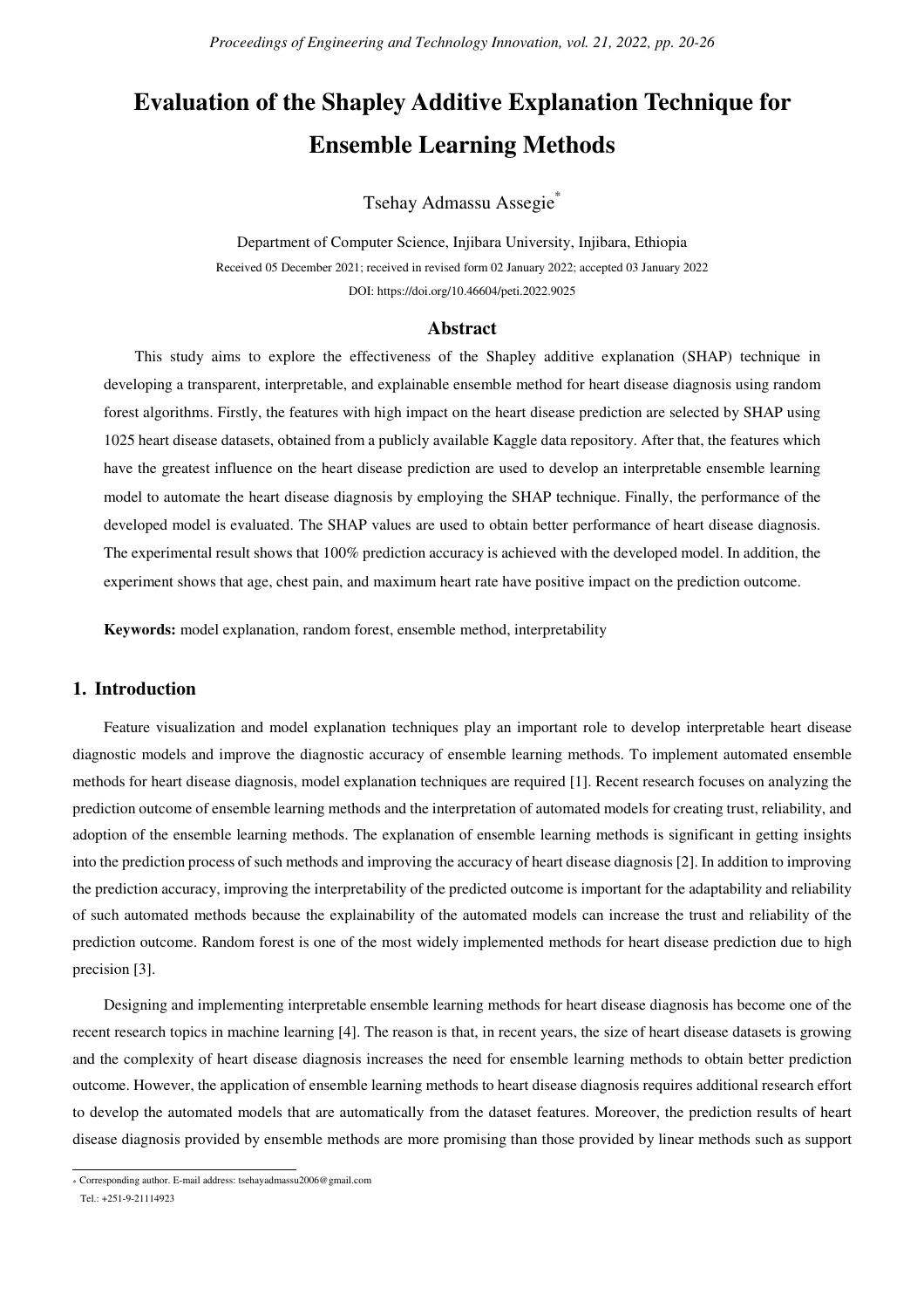# Evaluation of the Shapley Additive Explanation Technique for Ensemble Learning Methods

Tsehay Admassu Assegie*

Department of Computer Science, Injibara University, Injibara, Ethiopia

Received 05 December 2021; received in revised form 02 January 2022; accepted 03 January 2022

DOI: https://doi.org/10.46604/peti.2022.9025

## Abstract

This study aims to explore the effectiveness of the Shapley additive explanation (SHAP) technique in developing a transparent, interpretable, and explainable ensemble method for heart disease diagnosis using random forest algorithms. Firstly, the features with high impact on the heart disease prediction are selected by SHAP using 1025 heart disease datasets, obtained from a publicly available Kaggle data repository. After that, the features which have the greatest influence on the heart disease prediction are used to develop an interpretable ensemble learning model to automate the heart disease diagnosis by employing the SHAP technique. Finally, the performance of the developed model is evaluated. The SHAP values are used to obtain better performance of heart disease diagnosis. The experimental result shows that 100% prediction accuracy is achieved with the developed model. In addition, the experiment shows that age, chest pain, and maximum heart rate have positive impact on the prediction outcome.

**Keywords:** model explanation, random forest, ensemble method, interpretability

## 1. Introduction

Feature visualization and model explanation techniques play an important role to develop interpretable heart disease diagnostic models and improve the diagnostic accuracy of ensemble learning methods. To implement automated ensemble methods for heart disease diagnosis, model explanation techniques are required [1]. Recent research focuses on analyzing the prediction outcome of ensemble learning methods and the interpretation of automated models for creating trust, reliability, and adoption of the ensemble learning methods. The explanation of ensemble learning methods is significant in getting insights into the prediction process of such methods and improving the accuracy of heart disease diagnosis [2]. In addition to improving the prediction accuracy, improving the interpretability of the predicted outcome is important for the adaptability and reliability of such automated methods because the explainability of the automated models can increase the trust and reliability of the prediction outcome. Random forest is one of the most widely implemented methods for heart disease prediction due to high precision [3].

Designing and implementing interpretable ensemble learning methods for heart disease diagnosis has become one of the recent research topics in machine learning [4]. The reason is that, in recent years, the size of heart disease datasets is growing and the complexity of heart disease diagnosis increases the need for ensemble learning methods to obtain better prediction outcome. However, the application of ensemble learning methods to heart disease diagnosis requires additional research effort to develop the automated models that are automatically from the dataset features. Moreover, the prediction results of heart disease diagnosis provided by ensemble methods are more promising than those provided by linear methods such as support

* Corresponding author. E-mail address: tsehayadmassu2006@gmail.com
Tel.: +251-9-21114923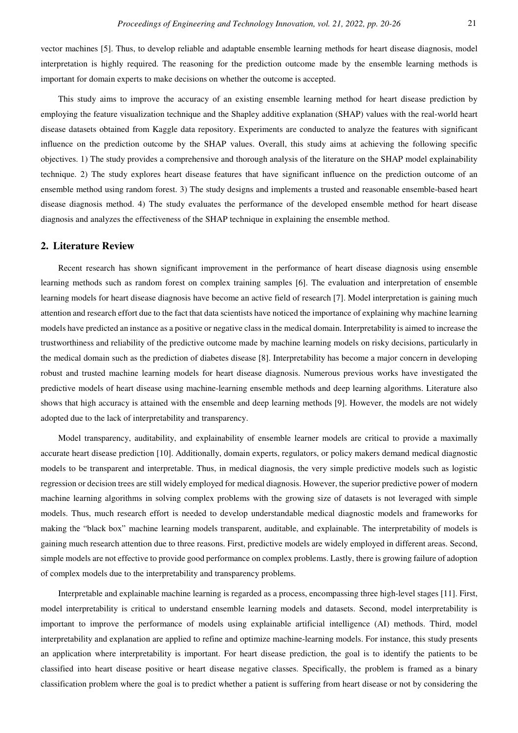vector machines [5]. Thus, to develop reliable and adaptable ensemble learning methods for heart disease diagnosis, model interpretation is highly required. The reasoning for the prediction outcome made by the ensemble learning methods is important for domain experts to make decisions on whether the outcome is accepted.

This study aims to improve the accuracy of an existing ensemble learning method for heart disease prediction by employing the feature visualization technique and the Shapley additive explanation (SHAP) values with the real-world heart disease datasets obtained from Kaggle data repository. Experiments are conducted to analyze the features with significant influence on the prediction outcome by the SHAP values. Overall, this study aims at achieving the following specific objectives. 1) The study provides a comprehensive and thorough analysis of the literature on the SHAP model explainability technique. 2) The study explores heart disease features that have significant influence on the prediction outcome of an ensemble method using random forest. 3) The study designs and implements a trusted and reasonable ensemble-based heart disease diagnosis method. 4) The study evaluates the performance of the developed ensemble method for heart disease diagnosis and analyzes the effectiveness of the SHAP technique in explaining the ensemble method.

## 2. Literature Review

Recent research has shown significant improvement in the performance of heart disease diagnosis using ensemble learning methods such as random forest on complex training samples [6]. The evaluation and interpretation of ensemble learning models for heart disease diagnosis have become an active field of research [7]. Model interpretation is gaining much attention and research effort due to the fact that data scientists have noticed the importance of explaining why machine learning models have predicted an instance as a positive or negative class in the medical domain. Interpretability is aimed to increase the trustworthiness and reliability of the predictive outcome made by machine learning models on risky decisions, particularly in the medical domain such as the prediction of diabetes disease [8]. Interpretability has become a major concern in developing robust and trusted machine learning models for heart disease diagnosis. Numerous previous works have investigated the predictive models of heart disease using machine-learning ensemble methods and deep learning algorithms. Literature also shows that high accuracy is attained with the ensemble and deep learning methods [9]. However, the models are not widely adopted due to the lack of interpretability and transparency.

Model transparency, auditability, and explainability of ensemble learner models are critical to provide a maximally accurate heart disease prediction [10]. Additionally, domain experts, regulators, or policy makers demand medical diagnostic models to be transparent and interpretable. Thus, in medical diagnosis, the very simple predictive models such as logistic regression or decision trees are still widely employed for medical diagnosis. However, the superior predictive power of modern machine learning algorithms in solving complex problems with the growing size of datasets is not leveraged with simple models. Thus, much research effort is needed to develop understandable medical diagnostic models and frameworks for making the "black box" machine learning models transparent, auditable, and explainable. The interpretability of models is gaining much research attention due to three reasons. First, predictive models are widely employed in different areas. Second, simple models are not effective to provide good performance on complex problems. Lastly, there is growing failure of adoption of complex models due to the interpretability and transparency problems.

Interpretable and explainable machine learning is regarded as a process, encompassing three high-level stages [11]. First, model interpretability is critical to understand ensemble learning models and datasets. Second, model interpretability is important to improve the performance of models using explainable artificial intelligence (AI) methods. Third, model interpretability and explanation are applied to refine and optimize machine-learning models. For instance, this study presents an application where interpretability is important. For heart disease prediction, the goal is to identify the patients to be classified into heart disease positive or heart disease negative classes. Specifically, the problem is framed as a binary classification problem where the goal is to predict whether a patient is suffering from heart disease or not by considering the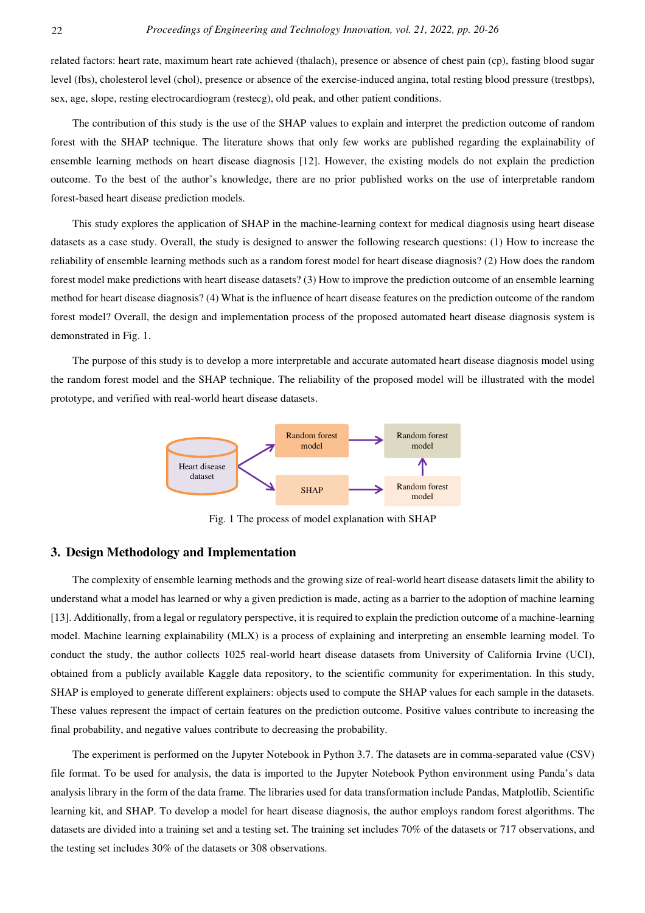related factors: heart rate, maximum heart rate achieved (thalach), presence or absence of chest pain (cp), fasting blood sugar level (fbs), cholesterol level (chol), presence or absence of the exercise-induced angina, total resting blood pressure (trestbps), sex, age, slope, resting electrocardiogram (restecg), old peak, and other patient conditions.

The contribution of this study is the use of the SHAP values to explain and interpret the prediction outcome of random forest with the SHAP technique. The literature shows that only few works are published regarding the explainability of ensemble learning methods on heart disease diagnosis [12]. However, the existing models do not explain the prediction outcome. To the best of the author's knowledge, there are no prior published works on the use of interpretable random forest-based heart disease prediction models.

This study explores the application of SHAP in the machine-learning context for medical diagnosis using heart disease datasets as a case study. Overall, the study is designed to answer the following research questions: (1) How to increase the reliability of ensemble learning methods such as a random forest model for heart disease diagnosis? (2) How does the random forest model make predictions with heart disease datasets? (3) How to improve the prediction outcome of an ensemble learning method for heart disease diagnosis? (4) What is the influence of heart disease features on the prediction outcome of the random forest model? Overall, the design and implementation process of the proposed automated heart disease diagnosis system is demonstrated in Fig. 1.

The purpose of this study is to develop a more interpretable and accurate automated heart disease diagnosis model using the random forest model and the SHAP technique. The reliability of the proposed model will be illustrated with the model prototype, and verified with real-world heart disease datasets.

Heart disease dataset → Random forest model → Random forest model

Heart disease dataset → SHAP → Random forest model → Random forest model

Fig. 1 The process of model explanation with SHAP

## 3. Design Methodology and Implementation

The complexity of ensemble learning methods and the growing size of real-world heart disease datasets limit the ability to understand what a model has learned or why a given prediction is made, acting as a barrier to the adoption of machine learning [13]. Additionally, from a legal or regulatory perspective, it is required to explain the prediction outcome of a machine-learning model. Machine learning explainability (MLX) is a process of explaining and interpreting an ensemble learning model. To conduct the study, the author collects 1025 real-world heart disease datasets from University of California Irvine (UCI), obtained from a publicly available Kaggle data repository, to the scientific community for experimentation. In this study, SHAP is employed to generate different explainers: objects used to compute the SHAP values for each sample in the datasets. These values represent the impact of certain features on the prediction outcome. Positive values contribute to increasing the final probability, and negative values contribute to decreasing the probability.

The experiment is performed on the Jupyter Notebook in Python 3.7. The datasets are in comma-separated value (CSV) file format. To be used for analysis, the data is imported to the Jupyter Notebook Python environment using Panda's data analysis library in the form of the data frame. The libraries used for data transformation include Pandas, Matplotlib, Scientific learning kit, and SHAP. To develop a model for heart disease diagnosis, the author employs random forest algorithms. The datasets are divided into a training set and a testing set. The training set includes 70% of the datasets or 717 observations, and the testing set includes 30% of the datasets or 308 observations.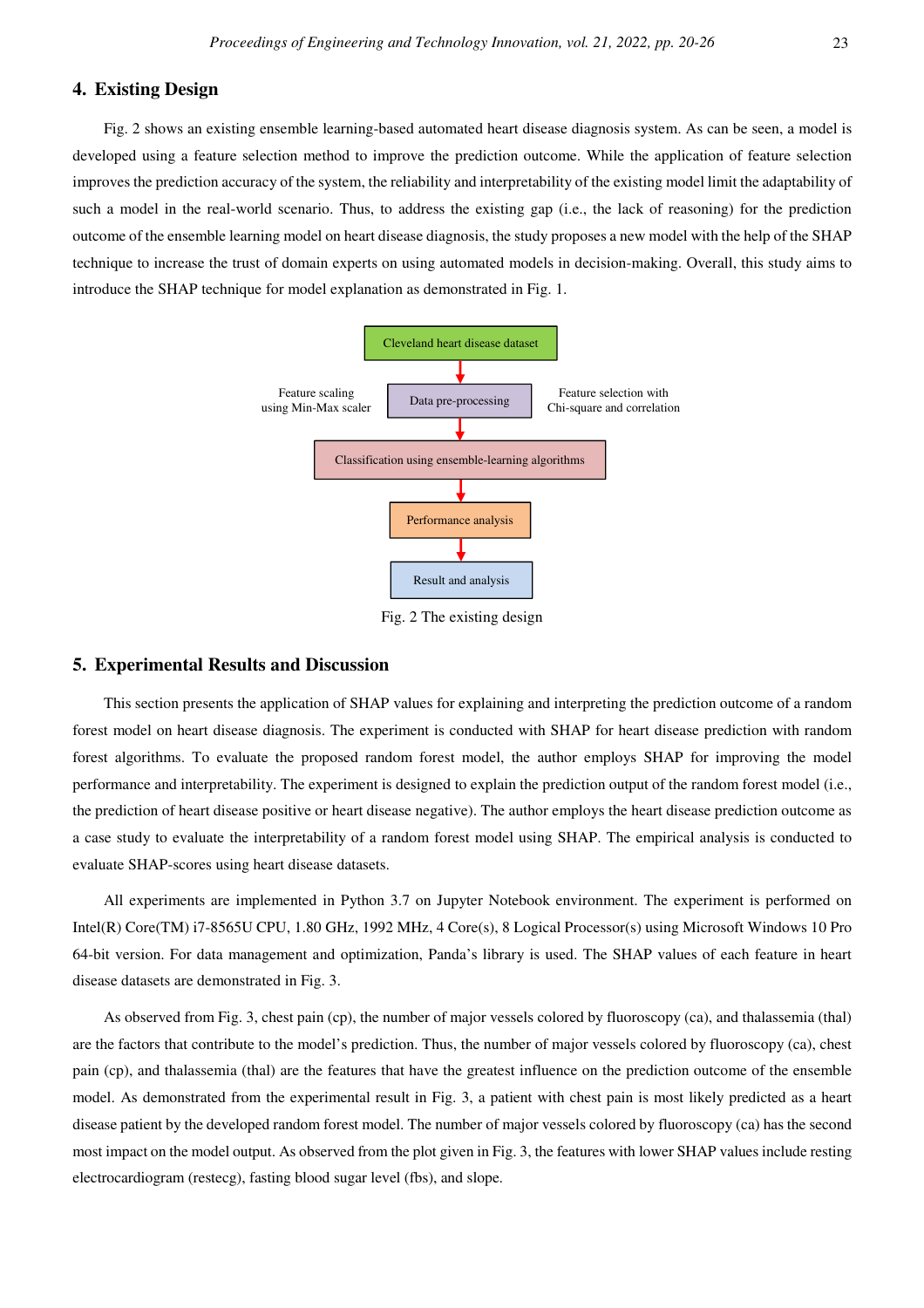## 4. Existing Design

Fig. 2 shows an existing ensemble learning-based automated heart disease diagnosis system. As can be seen, a model is developed using a feature selection method to improve the prediction outcome. While the application of feature selection improves the prediction accuracy of the system, the reliability and interpretability of the existing model limit the adaptability of such a model in the real-world scenario. Thus, to address the existing gap (i.e., the lack of reasoning) for the prediction outcome of the ensemble learning model on heart disease diagnosis, the study proposes a new model with the help of the SHAP technique to increase the trust of domain experts on using automated models in decision-making. Overall, this study aims to introduce the SHAP technique for model explanation as demonstrated in Fig. 1.

Cleveland heart disease dataset

Feature scaling using Min-Max scaler — Data pre-processing — Feature selection with Chi-square and correlation

Classification using ensemble-learning algorithms

Performance analysis

Result and analysis

Fig. 2 The existing design

## 5. Experimental Results and Discussion

This section presents the application of SHAP values for explaining and interpreting the prediction outcome of a random forest model on heart disease diagnosis. The experiment is conducted with SHAP for heart disease prediction with random forest algorithms. To evaluate the proposed random forest model, the author employs SHAP for improving the model performance and interpretability. The experiment is designed to explain the prediction output of the random forest model (i.e., the prediction of heart disease positive or heart disease negative). The author employs the heart disease prediction outcome as a case study to evaluate the interpretability of a random forest model using SHAP. The empirical analysis is conducted to evaluate SHAP-scores using heart disease datasets.

All experiments are implemented in Python 3.7 on Jupyter Notebook environment. The experiment is performed on Intel(R) Core(TM) i7-8565U CPU, 1.80 GHz, 1992 MHz, 4 Core(s), 8 Logical Processor(s) using Microsoft Windows 10 Pro 64-bit version. For data management and optimization, Panda's library is used. The SHAP values of each feature in heart disease datasets are demonstrated in Fig. 3.

As observed from Fig. 3, chest pain (cp), the number of major vessels colored by fluoroscopy (ca), and thalassemia (thal) are the factors that contribute to the model's prediction. Thus, the number of major vessels colored by fluoroscopy (ca), chest pain (cp), and thalassemia (thal) are the features that have the greatest influence on the prediction outcome of the ensemble model. As demonstrated from the experimental result in Fig. 3, a patient with chest pain is most likely predicted as a heart disease patient by the developed random forest model. The number of major vessels colored by fluoroscopy (ca) has the second most impact on the model output. As observed from the plot given in Fig. 3, the features with lower SHAP values include resting electrocardiogram (restecg), fasting blood sugar level (fbs), and slope.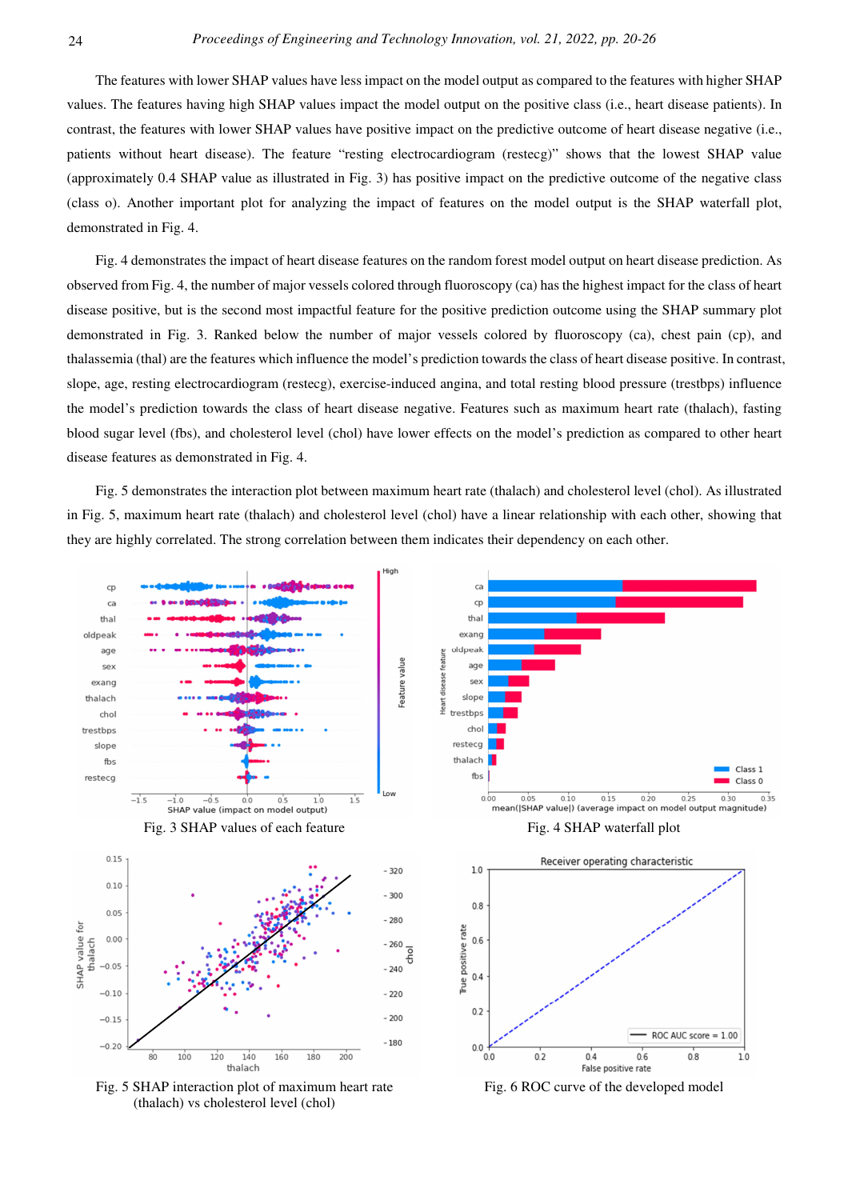The features with lower SHAP values have less impact on the model output as compared to the features with higher SHAP values. The features having high SHAP values impact the model output on the positive class (i.e., heart disease patients). In contrast, the features with lower SHAP values have positive impact on the predictive outcome of heart disease negative (i.e., patients without heart disease). The feature "resting electrocardiogram (restecg)" shows that the lowest SHAP value (approximately 0.4 SHAP value as illustrated in Fig. 3) has positive impact on the predictive outcome of the negative class (class o). Another important plot for analyzing the impact of features on the model output is the SHAP waterfall plot, demonstrated in Fig. 4.

Fig. 4 demonstrates the impact of heart disease features on the random forest model output on heart disease prediction. As observed from Fig. 4, the number of major vessels colored through fluoroscopy (ca) has the highest impact for the class of heart disease positive, but is the second most impactful feature for the positive prediction outcome using the SHAP summary plot demonstrated in Fig. 3. Ranked below the number of major vessels colored by fluoroscopy (ca), chest pain (cp), and thalassemia (thal) are the features which influence the model's prediction towards the class of heart disease positive. In contrast, slope, age, resting electrocardiogram (restecg), exercise-induced angina, and total resting blood pressure (trestbps) influence the model's prediction towards the class of heart disease negative. Features such as maximum heart rate (thalach), fasting blood sugar level (fbs), and cholesterol level (chol) have lower effects on the model's prediction as compared to other heart disease features as demonstrated in Fig. 4.

Fig. 5 demonstrates the interaction plot between maximum heart rate (thalach) and cholesterol level (chol). As illustrated in Fig. 5, maximum heart rate (thalach) and cholesterol level (chol) have a linear relationship with each other, showing that they are highly correlated. The strong correlation between them indicates their dependency on each other.

Fig. 3 SHAP values of each feature

Fig. 4 SHAP waterfall plot

Fig. 5 SHAP interaction plot of maximum heart rate (thalach) vs cholesterol level (chol)

Fig. 6 ROC curve of the developed model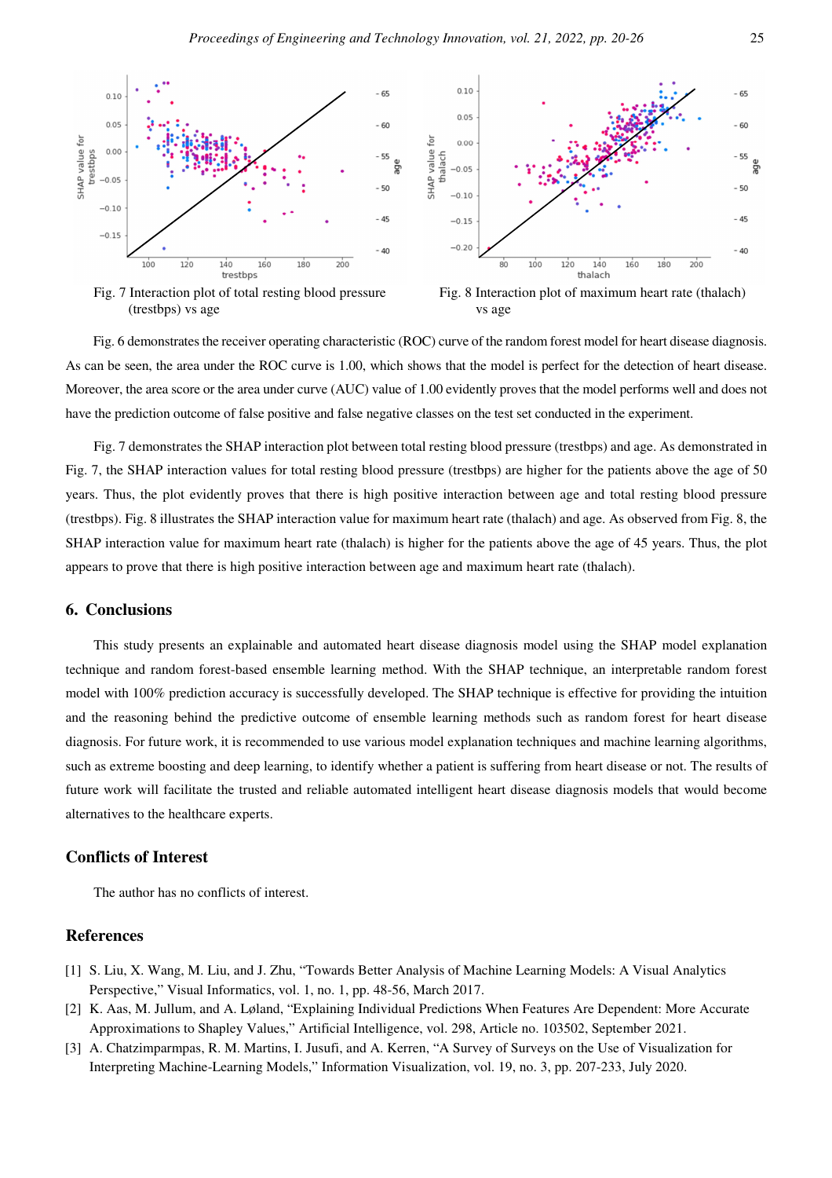Fig. 7 Interaction plot of total resting blood pressure (trestbps) vs age

Fig. 8 Interaction plot of maximum heart rate (thalach) vs age

Fig. 6 demonstrates the receiver operating characteristic (ROC) curve of the random forest model for heart disease diagnosis. As can be seen, the area under the ROC curve is 1.00, which shows that the model is perfect for the detection of heart disease. Moreover, the area score or the area under curve (AUC) value of 1.00 evidently proves that the model performs well and does not have the prediction outcome of false positive and false negative classes on the test set conducted in the experiment.

Fig. 7 demonstrates the SHAP interaction plot between total resting blood pressure (trestbps) and age. As demonstrated in Fig. 7, the SHAP interaction values for total resting blood pressure (trestbps) are higher for the patients above the age of 50 years. Thus, the plot evidently proves that there is high positive interaction between age and total resting blood pressure (trestbps). Fig. 8 illustrates the SHAP interaction value for maximum heart rate (thalach) and age. As observed from Fig. 8, the SHAP interaction value for maximum heart rate (thalach) is higher for the patients above the age of 45 years. Thus, the plot appears to prove that there is high positive interaction between age and maximum heart rate (thalach).

## 6. Conclusions

This study presents an explainable and automated heart disease diagnosis model using the SHAP model explanation technique and random forest-based ensemble learning method. With the SHAP technique, an interpretable random forest model with 100% prediction accuracy is successfully developed. The SHAP technique is effective for providing the intuition and the reasoning behind the predictive outcome of ensemble learning methods such as random forest for heart disease diagnosis. For future work, it is recommended to use various model explanation techniques and machine learning algorithms, such as extreme boosting and deep learning, to identify whether a patient is suffering from heart disease or not. The results of future work will facilitate the trusted and reliable automated intelligent heart disease diagnosis models that would become alternatives to the healthcare experts.

## Conflicts of Interest

The author has no conflicts of interest.

## References

[1] S. Liu, X. Wang, M. Liu, and J. Zhu, "Towards Better Analysis of Machine Learning Models: A Visual Analytics Perspective," Visual Informatics, vol. 1, no. 1, pp. 48-56, March 2017.

[2] K. Aas, M. Jullum, and A. Løland, "Explaining Individual Predictions When Features Are Dependent: More Accurate Approximations to Shapley Values," Artificial Intelligence, vol. 298, Article no. 103502, September 2021.

[3] A. Chatzimparmpas, R. M. Martins, I. Jusufi, and A. Kerren, "A Survey of Surveys on the Use of Visualization for Interpreting Machine-Learning Models," Information Visualization, vol. 19, no. 3, pp. 207-233, July 2020.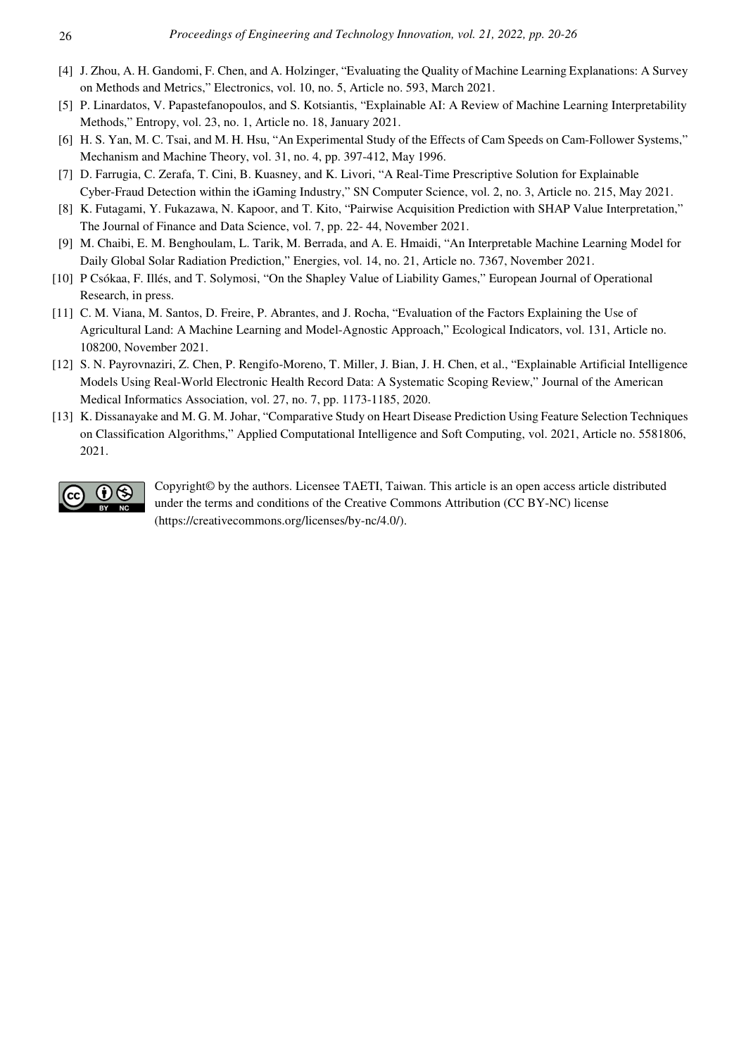[4] J. Zhou, A. H. Gandomi, F. Chen, and A. Holzinger, "Evaluating the Quality of Machine Learning Explanations: A Survey on Methods and Metrics," Electronics, vol. 10, no. 5, Article no. 593, March 2021.

[5] P. Linardatos, V. Papastefanopoulos, and S. Kotsiantis, "Explainable AI: A Review of Machine Learning Interpretability Methods," Entropy, vol. 23, no. 1, Article no. 18, January 2021.

[6] H. S. Yan, M. C. Tsai, and M. H. Hsu, "An Experimental Study of the Effects of Cam Speeds on Cam-Follower Systems," Mechanism and Machine Theory, vol. 31, no. 4, pp. 397-412, May 1996.

[7] D. Farrugia, C. Zerafa, T. Cini, B. Kuasney, and K. Livori, "A Real-Time Prescriptive Solution for Explainable Cyber-Fraud Detection within the iGaming Industry," SN Computer Science, vol. 2, no. 3, Article no. 215, May 2021.

[8] K. Futagami, Y. Fukazawa, N. Kapoor, and T. Kito, "Pairwise Acquisition Prediction with SHAP Value Interpretation," The Journal of Finance and Data Science, vol. 7, pp. 22- 44, November 2021.

[9] M. Chaibi, E. M. Benghoulam, L. Tarik, M. Berrada, and A. E. Hmaidi, "An Interpretable Machine Learning Model for Daily Global Solar Radiation Prediction," Energies, vol. 14, no. 21, Article no. 7367, November 2021.

[10] P Csókaa, F. Illés, and T. Solymosi, "On the Shapley Value of Liability Games," European Journal of Operational Research, in press.

[11] C. M. Viana, M. Santos, D. Freire, P. Abrantes, and J. Rocha, "Evaluation of the Factors Explaining the Use of Agricultural Land: A Machine Learning and Model-Agnostic Approach," Ecological Indicators, vol. 131, Article no. 108200, November 2021.

[12] S. N. Payrovnaziri, Z. Chen, P. Rengifo-Moreno, T. Miller, J. Bian, J. H. Chen, et al., "Explainable Artificial Intelligence Models Using Real-World Electronic Health Record Data: A Systematic Scoping Review," Journal of the American Medical Informatics Association, vol. 27, no. 7, pp. 1173-1185, 2020.

[13] K. Dissanayake and M. G. M. Johar, "Comparative Study on Heart Disease Prediction Using Feature Selection Techniques on Classification Algorithms," Applied Computational Intelligence and Soft Computing, vol. 2021, Article no. 5581806, 2021.

Copyright© by the authors. Licensee TAETI, Taiwan. This article is an open access article distributed under the terms and conditions of the Creative Commons Attribution (CC BY-NC) license (https://creativecommons.org/licenses/by-nc/4.0/).